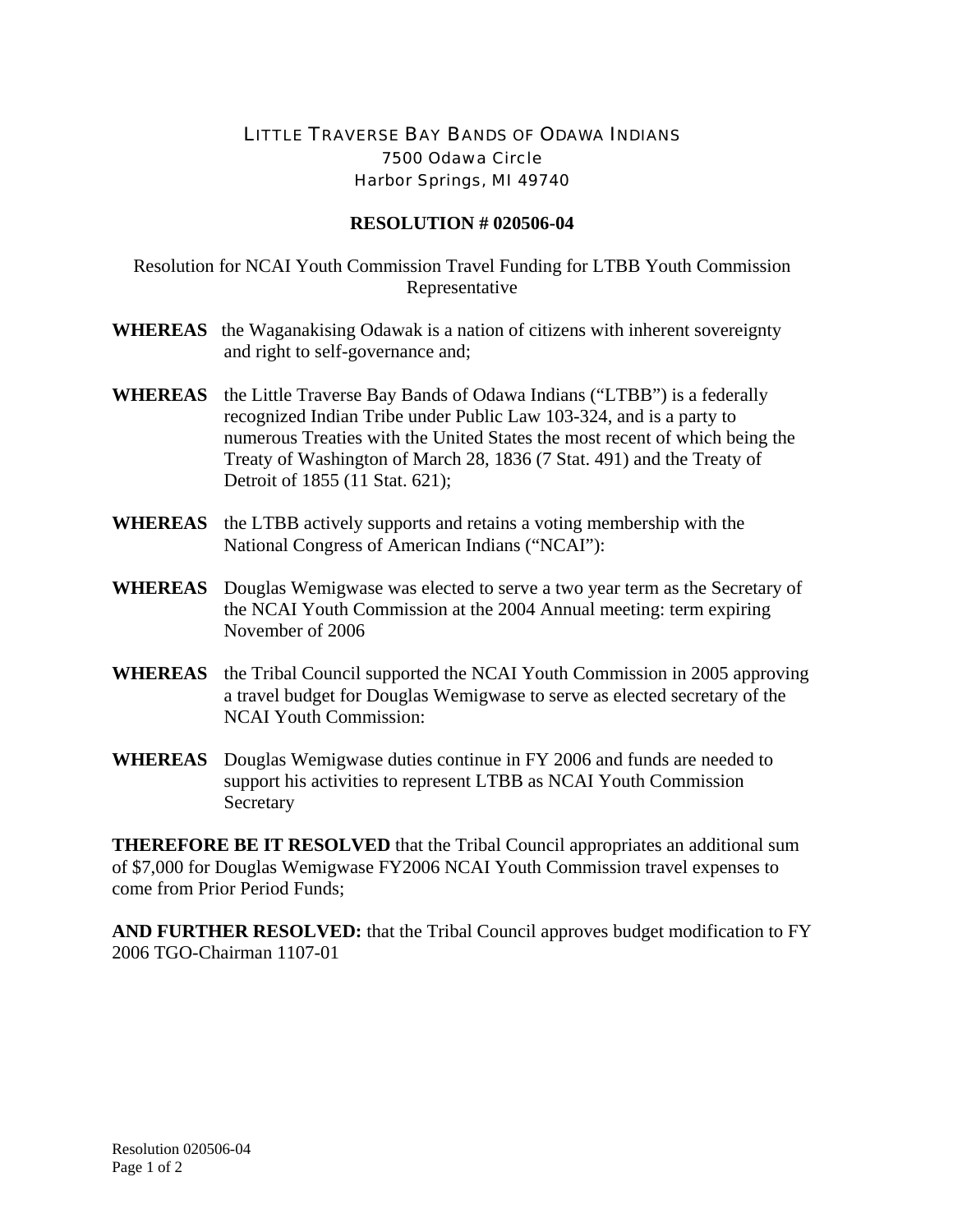# LITTLE TRAVERSE BAY BANDS OF ODAWA INDIANS

7500 Odawa Circle
Harbor Springs, MI 49740

## RESOLUTION # 020506-04

Resolution for NCAI Youth Commission Travel Funding for LTBB Youth Commission Representative

**WHEREAS** the Waganakising Odawak is a nation of citizens with inherent sovereignty and right to self-governance and;

**WHEREAS** the Little Traverse Bay Bands of Odawa Indians ("LTBB") is a federally recognized Indian Tribe under Public Law 103-324, and is a party to numerous Treaties with the United States the most recent of which being the Treaty of Washington of March 28, 1836 (7 Stat. 491) and the Treaty of Detroit of 1855 (11 Stat. 621);

**WHEREAS** the LTBB actively supports and retains a voting membership with the National Congress of American Indians ("NCAI"):

**WHEREAS** Douglas Wemigwase was elected to serve a two year term as the Secretary of the NCAI Youth Commission at the 2004 Annual meeting: term expiring November of 2006

**WHEREAS** the Tribal Council supported the NCAI Youth Commission in 2005 approving a travel budget for Douglas Wemigwase to serve as elected secretary of the NCAI Youth Commission:

**WHEREAS** Douglas Wemigwase duties continue in FY 2006 and funds are needed to support his activities to represent LTBB as NCAI Youth Commission Secretary

**THEREFORE BE IT RESOLVED** that the Tribal Council appropriates an additional sum of $7,000 for Douglas Wemigwase FY2006 NCAI Youth Commission travel expenses to come from Prior Period Funds;

**AND FURTHER RESOLVED:** that the Tribal Council approves budget modification to FY 2006 TGO-Chairman 1107-01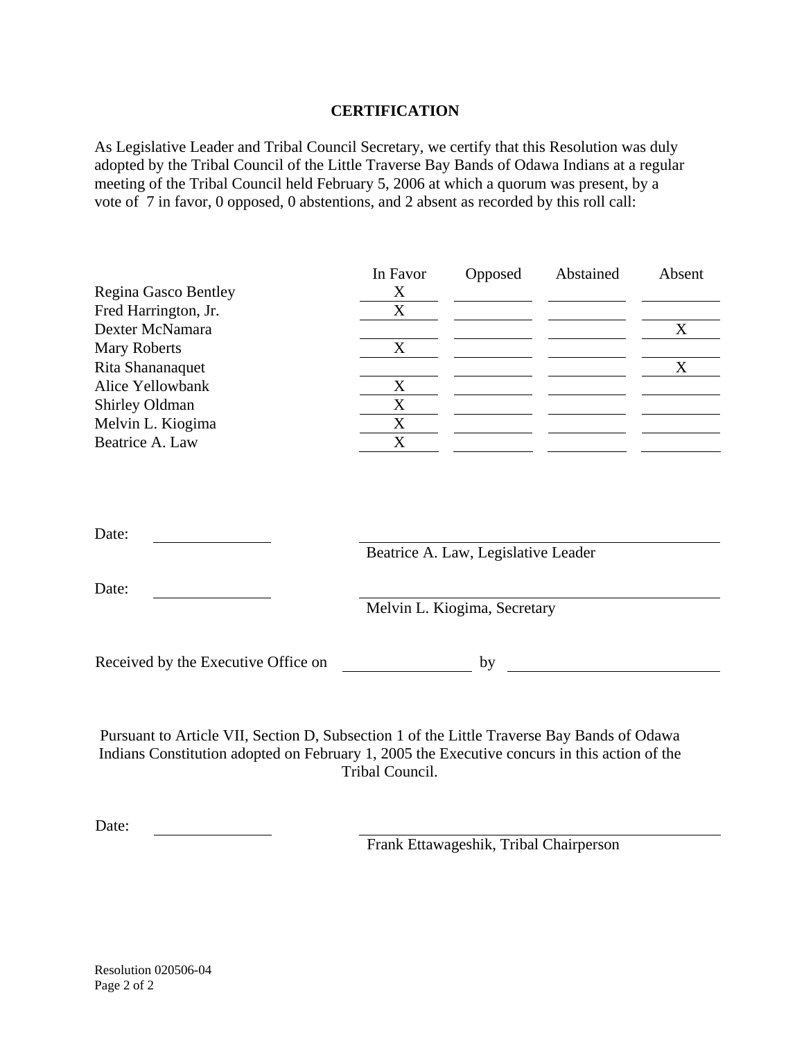**CERTIFICATION**

As Legislative Leader and Tribal Council Secretary, we certify that this Resolution was duly adopted by the Tribal Council of the Little Traverse Bay Bands of Odawa Indians at a regular meeting of the Tribal Council held February 5, 2006 at which a quorum was present, by a vote of 7 in favor, 0 opposed, 0 abstentions, and 2 absent as recorded by this roll call:

| | In Favor | Opposed | Abstained | Absent |
|---|---|---|---|---|
| Regina Gasco Bentley | X | | | |
| Fred Harrington, Jr. | X | | | |
| Dexter McNamara | | | | X |
| Mary Roberts | X | | | |
| Rita Shananaquet | | | | X |
| Alice Yellowbank | X | | | |
| Shirley Oldman | X | | | |
| Melvin L. Kiogima | X | | | |
| Beatrice A. Law | X | | | |

Date: ______________ ______________________________
Beatrice A. Law, Legislative Leader

Date: ______________ ______________________________
Melvin L. Kiogima, Secretary

Received by the Executive Office on ______________ by ______________________

Pursuant to Article VII, Section D, Subsection 1 of the Little Traverse Bay Bands of Odawa Indians Constitution adopted on February 1, 2005 the Executive concurs in this action of the Tribal Council.

Date: ______________ ______________________________
Frank Ettawageshik, Tribal Chairperson

Resolution 020506-04